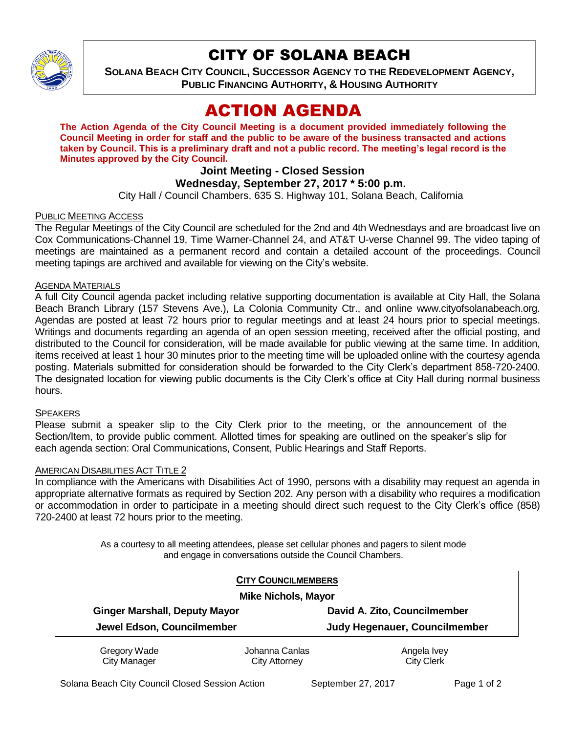# CITY OF SOLANA BEACH

**SOLANA BEACH CITY COUNCIL, SUCCESSOR AGENCY TO THE REDEVELOPMENT AGENCY, PUBLIC FINANCING AUTHORITY, & HOUSING AUTHORITY**

# ACTION AGENDA

**The Action Agenda of the City Council Meeting is a document provided immediately following the Council Meeting in order for staff and the public to be aware of the business transacted and actions taken by Council. This is a preliminary draft and not a public record. The meeting's legal record is the Minutes approved by the City Council.**

**Joint Meeting - Closed Session**

**Wednesday, September 27, 2017 * 5:00 p.m.**

City Hall / Council Chambers, 635 S. Highway 101, Solana Beach, California

PUBLIC MEETING ACCESS

The Regular Meetings of the City Council are scheduled for the 2nd and 4th Wednesdays and are broadcast live on Cox Communications-Channel 19, Time Warner-Channel 24, and AT&T U-verse Channel 99. The video taping of meetings are maintained as a permanent record and contain a detailed account of the proceedings. Council meeting tapings are archived and available for viewing on the City's website.

AGENDA MATERIALS

A full City Council agenda packet including relative supporting documentation is available at City Hall, the Solana Beach Branch Library (157 Stevens Ave.), La Colonia Community Ctr., and online www.cityofsolanabeach.org. Agendas are posted at least 72 hours prior to regular meetings and at least 24 hours prior to special meetings. Writings and documents regarding an agenda of an open session meeting, received after the official posting, and distributed to the Council for consideration, will be made available for public viewing at the same time. In addition, items received at least 1 hour 30 minutes prior to the meeting time will be uploaded online with the courtesy agenda posting. Materials submitted for consideration should be forwarded to the City Clerk's department 858-720-2400. The designated location for viewing public documents is the City Clerk's office at City Hall during normal business hours.

SPEAKERS

Please submit a speaker slip to the City Clerk prior to the meeting, or the announcement of the Section/Item, to provide public comment. Allotted times for speaking are outlined on the speaker's slip for each agenda section: Oral Communications, Consent, Public Hearings and Staff Reports.

AMERICAN DISABILITIES ACT TITLE 2

In compliance with the Americans with Disabilities Act of 1990, persons with a disability may request an agenda in appropriate alternative formats as required by Section 202. Any person with a disability who requires a modification or accommodation in order to participate in a meeting should direct such request to the City Clerk's office (858) 720-2400 at least 72 hours prior to the meeting.

As a courtesy to all meeting attendees, please set cellular phones and pagers to silent mode and engage in conversations outside the Council Chambers.

**CITY COUNCILMEMBERS**

**Mike Nichols, Mayor**

| | |
|---|---|
| **Ginger Marshall, Deputy Mayor** | **David A. Zito, Councilmember** |
| **Jewel Edson, Councilmember** | **Judy Hegenauer, Councilmember** |

| | | |
|---|---|---|
| Gregory Wade<br>City Manager | Johanna Canlas<br>City Attorney | Angela Ivey<br>City Clerk |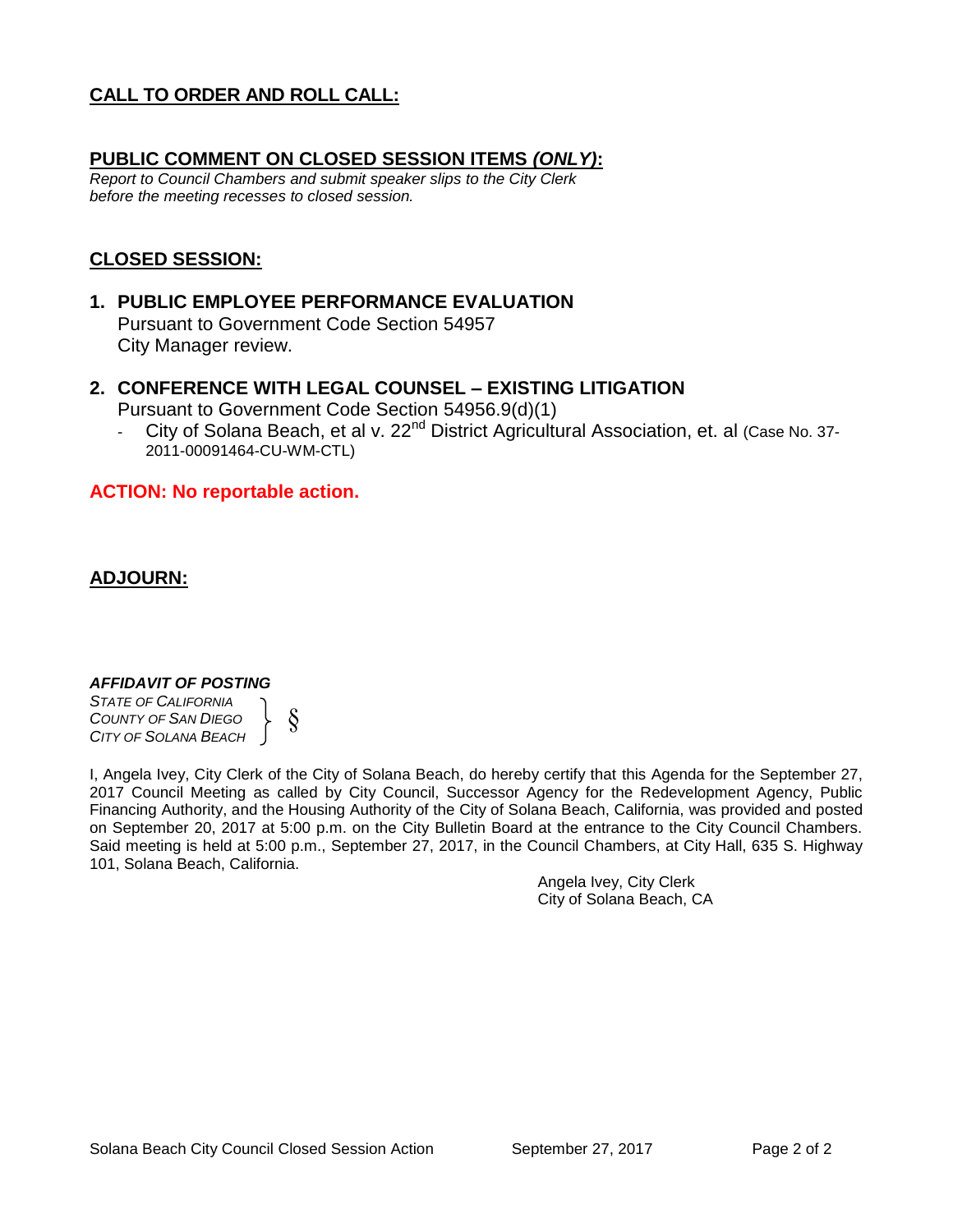## CALL TO ORDER AND ROLL CALL:

## PUBLIC COMMENT ON CLOSED SESSION ITEMS *(ONLY)*:

*Report to Council Chambers and submit speaker slips to the City Clerk before the meeting recesses to closed session.*

## CLOSED SESSION:

1. **PUBLIC EMPLOYEE PERFORMANCE EVALUATION**
   Pursuant to Government Code Section 54957
   City Manager review.

2. **CONFERENCE WITH LEGAL COUNSEL – EXISTING LITIGATION**
   Pursuant to Government Code Section 54956.9(d)(1)
   - City of Solana Beach, et al v. 22nd District Agricultural Association, et. al (Case No. 37-2011-00091464-CU-WM-CTL)

**ACTION: No reportable action.**

## ADJOURN:

***AFFIDAVIT OF POSTING***

*STATE OF CALIFORNIA*
*COUNTY OF SAN DIEGO* §
*CITY OF SOLANA BEACH*

I, Angela Ivey, City Clerk of the City of Solana Beach, do hereby certify that this Agenda for the September 27, 2017 Council Meeting as called by City Council, Successor Agency for the Redevelopment Agency, Public Financing Authority, and the Housing Authority of the City of Solana Beach, California, was provided and posted on September 20, 2017 at 5:00 p.m. on the City Bulletin Board at the entrance to the City Council Chambers. Said meeting is held at 5:00 p.m., September 27, 2017, in the Council Chambers, at City Hall, 635 S. Highway 101, Solana Beach, California.

Angela Ivey, City Clerk
City of Solana Beach, CA